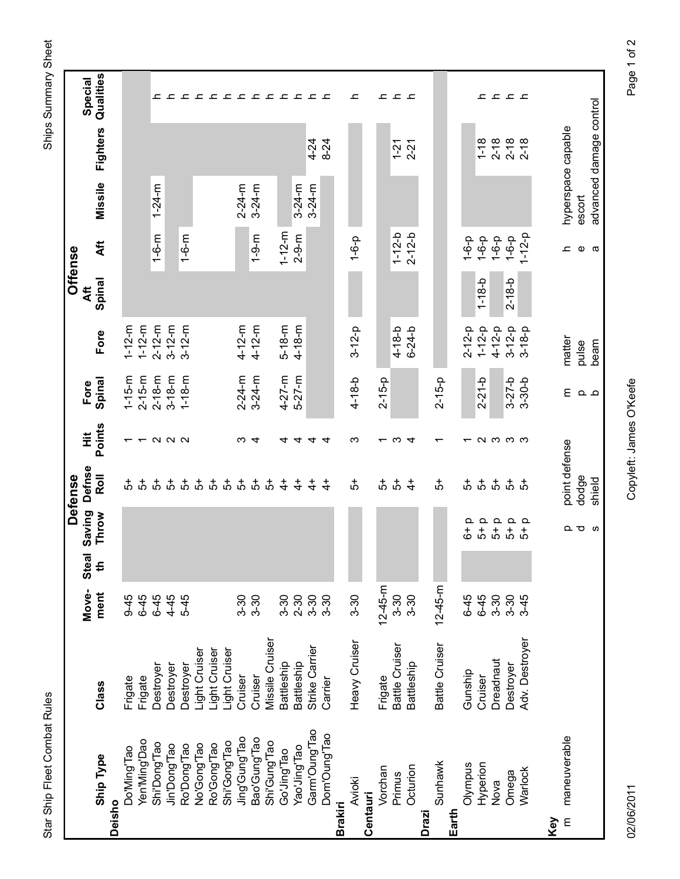| Ship Type | Class | Move-ment | Stealth | Defense Saving Throw | Defense Defnse Roll | Hit Points | Fore Spinal | Fore | Aft Spinal | Aft | Missile | Fighters | Special Qualities |
|---|---|---|---|---|---|---|---|---|---|---|---|---|---|
| **Deisho** | | | | | | | | | | | | | |
| Do'Ming'Tao | Frigate | 9-45 | | | 5+ | 1 | 1-15-m | 1-12-m | | | | | |
| Yen'Ming'Dao | Frigate | 6-45 | | | 5+ | 1 | 2-15-m | 1-12-m | | | | | |
| Shi'Dong'Tao | Destroyer | 6-45 | | | 5+ | 2 | 2-18-m | 2-12-m | | 1-6-m | 1-24-m | | h |
| Jin'Dong'Tao | Destroyer | 4-45 | | | 5+ | 2 | 3-18-m | 3-12-m | | | | | h |
| Ro'Dong'Tao | Destroyer | 5-45 | | | 5+ | 2 | 1-18-m | 3-12-m | | 1-6-m | | | h |
| No'Gong'Tao | Light Cruiser | | | | 5+ | | | | | | | | h |
| Ro'Gong'Tao | Light Cruiser | | | | 5+ | | | | | | | | h |
| Shi'Gong'Tao | Light Cruiser | | | | 5+ | | | | | | | | h |
| Jing'Gung'Tao | Cruiser | 3-30 | | | 5+ | 3 | 2-24-m | 4-12-m | | | 2-24-m | | h |
| Bao'Gung'Tao | Cruiser | 3-30 | | | 5+ | 4 | 3-24-m | 4-12-m | | 1-9-m | 3-24-m | | h |
| Shi'Gung'Tao | Missile Cruiser | | | | 5+ | | | | | | | | h |
| Go'Jing'Tao | Battleship | 3-30 | | | 4+ | 4 | 4-27-m | 5-18-m | | 1-12-m | | | h |
| Yao'Jing'Tao | Battleship | 2-30 | | | 4+ | 4 | 5-27-m | 4-18-m | | 2-9-m | 3-24-m | | h |
| Garm'Oung'Tao | Strike Carrier | 3-30 | | | 4+ | 4 | | | | | 3-24-m | 4-24 | h |
| Dom'Oung'Tao | Carrier | 3-30 | | | 4+ | 4 | | | | | | 8-24 | h |
| **Brakiri** | | | | | | | | | | | | | |
| Avioki | Heavy Cruiser | 3-30 | | | 5+ | 3 | 4-18-b | 3-12-p | | 1-6-p | | | h |
| **Centauri** | | | | | | | | | | | | | |
| Vorchan | Frigate | 12-45-m | | | 5+ | 1 | 2-15-p | | | | | | h |
| Primus | Battle Cruiser | 3-30 | | | 5+ | 3 | | 4-18-b | | 1-12-b | | 1-21 | h |
| Octurion | Battleship | 3-30 | | | 4+ | 4 | | 6-24-b | | 2-12-b | | 2-21 | h |
| **Drazi** | | | | | | | | | | | | | |
| Sunhawk | Battle Cruiser | 12-45-m | | | 5+ | 1 | 2-15-p | | | | | | |
| **Earth** | | | | | | | | | | | | | |
| Olympus | Gunship | 6-45 | | 6+ p | 5+ | 1 | | 2-12-p | | 1-6-p | | | |
| Hyperion | Cruiser | 6-45 | | 5+ p | 5+ | 2 | 2-21-b | 1-12-p | 1-18-b | 1-6-p | | 1-18 | h |
| Nova | Dreadnaut | 3-30 | | 5+ p | 5+ | 3 | | 4-12-p | | 1-6-p | | 2-18 | h |
| Omega | Destroyer | 3-30 | | 5+ p | 5+ | 3 | 3-27-b | 3-12-p | 2-18-b | 1-6-p | | 2-18 | h |
| Warlock | Adv. Destroyer | 3-45 | | 5+ p | 5+ | 3 | 3-30-b | 3-18-p | | 1-12-p | | 2-18 | h |

**Key**

| | | | | | | | |
|---|---|---|---|---|---|---|---|
| m | maneuverable | p | point defense | m | matter | h | hyperspace capable |
| | | d | dodge | p | pulse | e | escort |
| | | s | shield | b | beam | a | advanced damage control |

Copyleft: James O'Keefe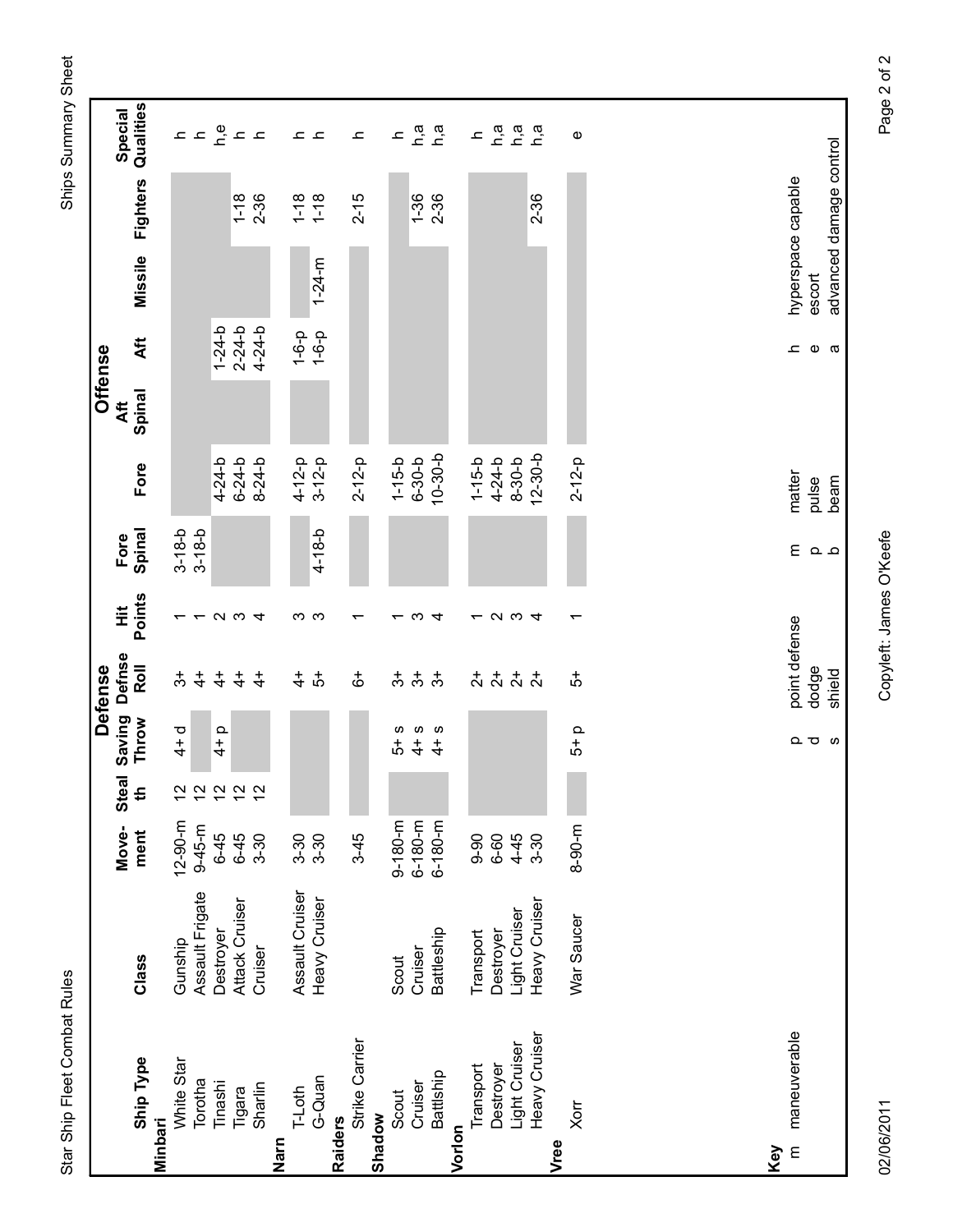| Ship Type | Class | Move-ment | Stealth | Defense: Saving Throw | Defense: Defnse Roll | Hit Points | Offense: Fore Spinal | Offense: Fore | Offense: Aft Spinal | Offense: Aft | Offense: Missile | Fighters | Special Qualities |
|---|---|---|---|---|---|---|---|---|---|---|---|---|---|
| **Minbari** | | | | | | | | | | | | | |
| White Star | Gunship | 12-90-m | 12 | 4+ d | 3+ | 1 | 3-18-b | | | | | | h |
| Torotha | Assault Frigate | 9-45-m | 12 | | 4+ | 1 | 3-18-b | | | | | | h |
| Tinashi | Destroyer | 6-45 | 12 | 4+ p | 4+ | 2 | | 4-24-b | | 1-24-b | | | h,e |
| Tigara | Attack Cruiser | 6-45 | 12 | | 4+ | 3 | | 6-24-b | | 2-24-b | | 1-18 | h |
| Sharlin | Cruiser | 3-30 | 12 | | 4+ | 4 | | 8-24-b | | 4-24-b | | 2-36 | h |
| **Narn** | | | | | | | | | | | | | |
| T-Loth | Assault Cruiser | 3-30 | | | 4+ | 3 | | 4-12-p | | 1-6-p | | 1-18 | h |
| G-Quan | Heavy Cruiser | 3-30 | | | 5+ | 3 | 4-18-b | 3-12-p | | 1-6-p | 1-24-m | 1-18 | h |
| **Raiders** | | | | | | | | | | | | | |
| Strike Carrier | | 3-45 | | | 6+ | 1 | | 2-12-p | | | | 2-15 | h |
| **Shadow** | | | | | | | | | | | | | |
| Scout | Scout | 9-180-m | | 5+ s | 3+ | 1 | | 1-15-b | | | | | h |
| Cruiser | Cruiser | 6-180-m | | 4+ s | 3+ | 3 | | 6-30-b | | | | 1-36 | h,a |
| Battleship | Battleship | 6-180-m | | 4+ s | 3+ | 4 | | 10-30-b | | | | 2-36 | h,a |
| **Vorlon** | | | | | | | | | | | | | |
| Transport | Transport | 9-90 | | | 2+ | 1 | | 1-15-b | | | | | h |
| Destroyer | Destroyer | 6-60 | | | 2+ | 2 | | 4-24-b | | | | | h,a |
| Light Cruiser | Light Cruiser | 4-45 | | | 2+ | 3 | | 8-30-b | | | | | h,a |
| Heavy Cruiser | Heavy Cruiser | 3-30 | | | 2+ | 4 | | 12-30-b | | | | 2-36 | h,a |
| **Vree** | | | | | | | | | | | | | |
| Xorr | War Saucer | 8-90-m | | 5+ p | 5+ | 1 | | 2-12-p | | | | | e |

**Key**

- m maneuverable
- p point defense
- d dodge
- s shield
- m matter
- p pulse
- b beam
- h hyperspace capable
- e escort
- a advanced damage control